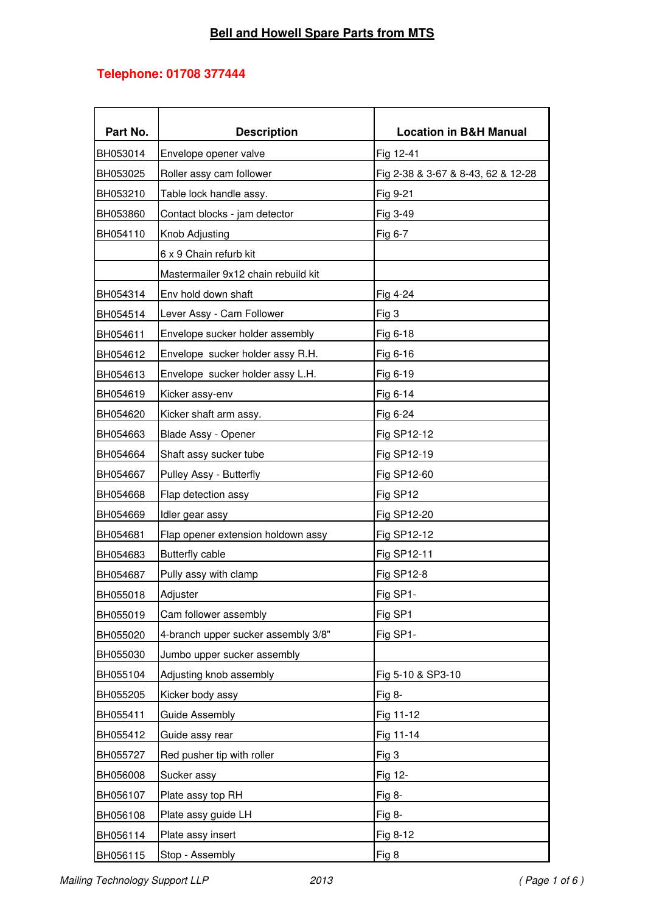# Bell and Howell Spare Parts from MTS

**Telephone: 01708 377444**

| Part No. | Description | Location in B&H Manual |
|---|---|---|
| BH053014 | Envelope opener valve | Fig 12-41 |
| BH053025 | Roller assy cam follower | Fig 2-38 & 3-67 & 8-43, 62 & 12-28 |
| BH053210 | Table lock handle assy. | Fig 9-21 |
| BH053860 | Contact blocks - jam detector | Fig 3-49 |
| BH054110 | Knob Adjusting | Fig 6-7 |
| | 6 x 9 Chain refurb kit | |
| | Mastermailer 9x12 chain rebuild kit | |
| BH054314 | Env hold down shaft | Fig 4-24 |
| BH054514 | Lever Assy - Cam Follower | Fig 3 |
| BH054611 | Envelope sucker holder assembly | Fig 6-18 |
| BH054612 | Envelope  sucker holder assy R.H. | Fig 6-16 |
| BH054613 | Envelope  sucker holder assy L.H. | Fig 6-19 |
| BH054619 | Kicker assy-env | Fig 6-14 |
| BH054620 | Kicker shaft arm assy. | Fig 6-24 |
| BH054663 | Blade Assy - Opener | Fig SP12-12 |
| BH054664 | Shaft assy sucker tube | Fig SP12-19 |
| BH054667 | Pulley Assy - Butterfly | Fig SP12-60 |
| BH054668 | Flap detection assy | Fig SP12 |
| BH054669 | Idler gear assy | Fig SP12-20 |
| BH054681 | Flap opener extension holdown assy | Fig SP12-12 |
| BH054683 | Butterfly cable | Fig SP12-11 |
| BH054687 | Pully assy with clamp | Fig SP12-8 |
| BH055018 | Adjuster | Fig SP1- |
| BH055019 | Cam follower assembly | Fig SP1 |
| BH055020 | 4-branch upper sucker assembly 3/8" | Fig SP1- |
| BH055030 | Jumbo upper sucker assembly | |
| BH055104 | Adjusting knob assembly | Fig 5-10 & SP3-10 |
| BH055205 | Kicker body assy | Fig 8- |
| BH055411 | Guide Assembly | Fig 11-12 |
| BH055412 | Guide assy rear | Fig 11-14 |
| BH055727 | Red pusher tip with roller | Fig 3 |
| BH056008 | Sucker assy | Fig 12- |
| BH056107 | Plate assy top RH | Fig 8- |
| BH056108 | Plate assy guide LH | Fig 8- |
| BH056114 | Plate assy insert | Fig 8-12 |
| BH056115 | Stop - Assembly | Fig 8 |

*Mailing Technology Support LLP* *2013*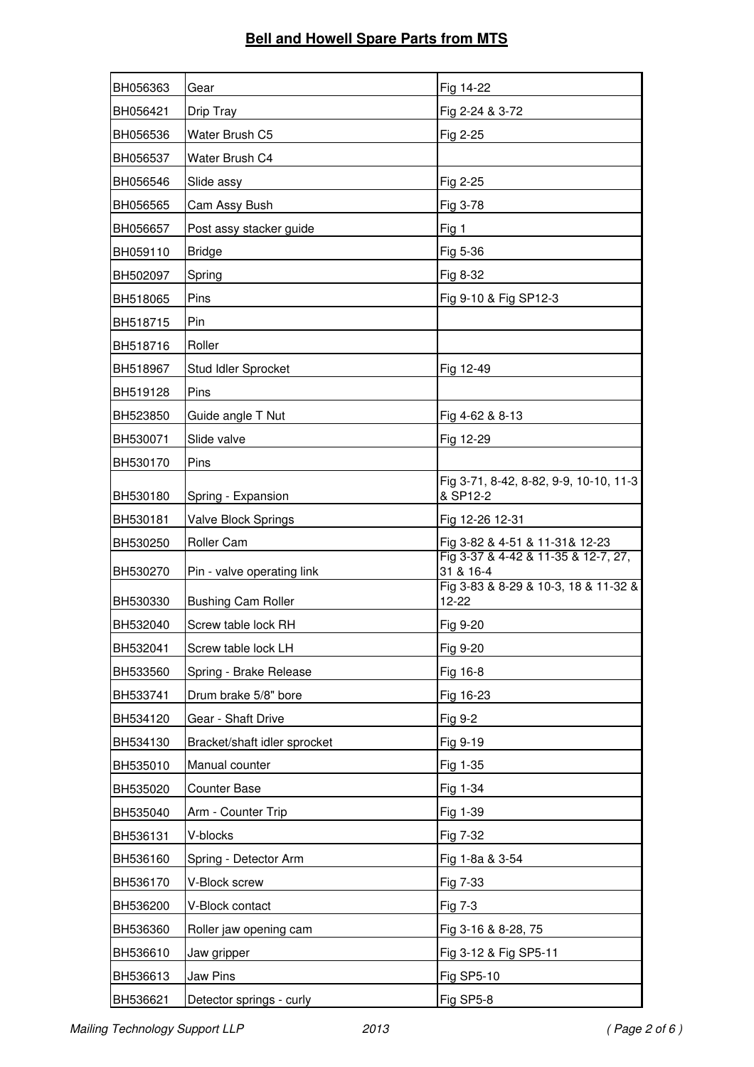## Bell and Howell Spare Parts from MTS

| | | |
|---|---|---|
| BH056363 | Gear | Fig 14-22 |
| BH056421 | Drip Tray | Fig 2-24 & 3-72 |
| BH056536 | Water Brush C5 | Fig 2-25 |
| BH056537 | Water Brush C4 | |
| BH056546 | Slide assy | Fig 2-25 |
| BH056565 | Cam Assy Bush | Fig 3-78 |
| BH056657 | Post assy stacker guide | Fig 1 |
| BH059110 | Bridge | Fig 5-36 |
| BH502097 | Spring | Fig 8-32 |
| BH518065 | Pins | Fig 9-10 & Fig SP12-3 |
| BH518715 | Pin | |
| BH518716 | Roller | |
| BH518967 | Stud Idler Sprocket | Fig 12-49 |
| BH519128 | Pins | |
| BH523850 | Guide angle T Nut | Fig 4-62 & 8-13 |
| BH530071 | Slide valve | Fig 12-29 |
| BH530170 | Pins | |
| BH530180 | Spring - Expansion | Fig 3-71, 8-42, 8-82, 9-9, 10-10, 11-3 & SP12-2 |
| BH530181 | Valve Block Springs | Fig 12-26 12-31 |
| BH530250 | Roller Cam | Fig 3-82 & 4-51 & 11-31& 12-23 |
| BH530270 | Pin - valve operating link | Fig 3-37 & 4-42 & 11-35 & 12-7, 27, 31 & 16-4 |
| BH530330 | Bushing Cam Roller | Fig 3-83 & 8-29 & 10-3, 18 & 11-32 & 12-22 |
| BH532040 | Screw table lock RH | Fig 9-20 |
| BH532041 | Screw table lock LH | Fig 9-20 |
| BH533560 | Spring - Brake Release | Fig 16-8 |
| BH533741 | Drum brake 5/8" bore | Fig 16-23 |
| BH534120 | Gear - Shaft Drive | Fig 9-2 |
| BH534130 | Bracket/shaft idler sprocket | Fig 9-19 |
| BH535010 | Manual counter | Fig 1-35 |
| BH535020 | Counter Base | Fig 1-34 |
| BH535040 | Arm - Counter Trip | Fig 1-39 |
| BH536131 | V-blocks | Fig 7-32 |
| BH536160 | Spring - Detector Arm | Fig 1-8a & 3-54 |
| BH536170 | V-Block screw | Fig 7-33 |
| BH536200 | V-Block contact | Fig 7-3 |
| BH536360 | Roller jaw opening cam | Fig 3-16 & 8-28, 75 |
| BH536610 | Jaw gripper | Fig 3-12 & Fig SP5-11 |
| BH536613 | Jaw Pins | Fig SP5-10 |
| BH536621 | Detector springs - curly | Fig SP5-8 |

*Mailing Technology Support LLP* *2013*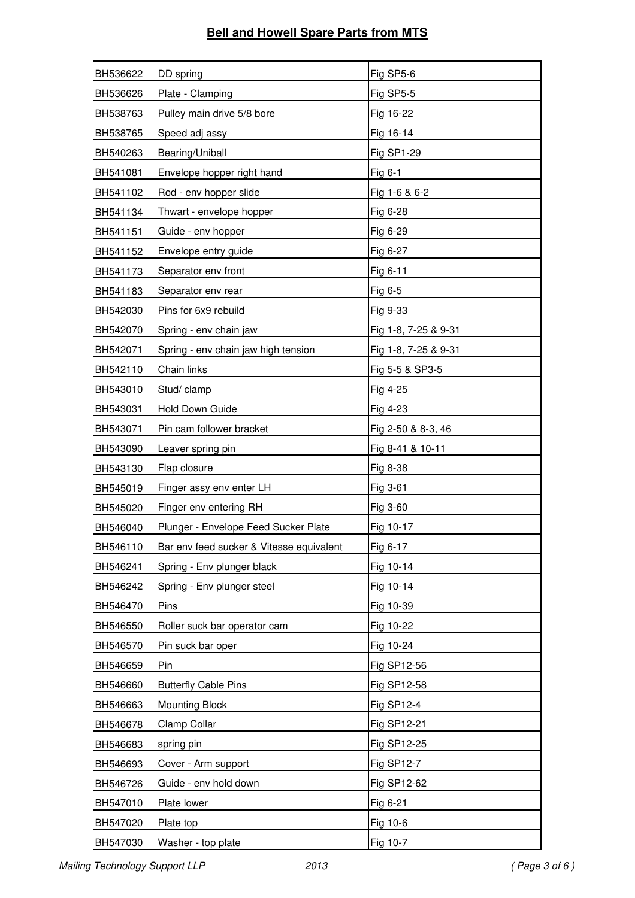## Bell and Howell Spare Parts from MTS

| | | |
|---|---|---|
| BH536622 | DD spring | Fig SP5-6 |
| BH536626 | Plate - Clamping | Fig SP5-5 |
| BH538763 | Pulley main drive 5/8 bore | Fig 16-22 |
| BH538765 | Speed adj assy | Fig 16-14 |
| BH540263 | Bearing/Uniball | Fig SP1-29 |
| BH541081 | Envelope hopper right hand | Fig 6-1 |
| BH541102 | Rod - env hopper slide | Fig 1-6 & 6-2 |
| BH541134 | Thwart - envelope hopper | Fig 6-28 |
| BH541151 | Guide - env hopper | Fig 6-29 |
| BH541152 | Envelope entry guide | Fig 6-27 |
| BH541173 | Separator env front | Fig 6-11 |
| BH541183 | Separator env rear | Fig 6-5 |
| BH542030 | Pins for 6x9 rebuild | Fig 9-33 |
| BH542070 | Spring - env chain jaw | Fig 1-8, 7-25 & 9-31 |
| BH542071 | Spring - env chain jaw high tension | Fig 1-8, 7-25 & 9-31 |
| BH542110 | Chain links | Fig 5-5 & SP3-5 |
| BH543010 | Stud/ clamp | Fig 4-25 |
| BH543031 | Hold Down Guide | Fig 4-23 |
| BH543071 | Pin cam follower bracket | Fig 2-50 & 8-3, 46 |
| BH543090 | Leaver spring pin | Fig 8-41 & 10-11 |
| BH543130 | Flap closure | Fig 8-38 |
| BH545019 | Finger assy env enter LH | Fig 3-61 |
| BH545020 | Finger env entering RH | Fig 3-60 |
| BH546040 | Plunger - Envelope Feed Sucker Plate | Fig 10-17 |
| BH546110 | Bar env feed sucker & Vitesse equivalent | Fig 6-17 |
| BH546241 | Spring - Env plunger black | Fig 10-14 |
| BH546242 | Spring - Env plunger steel | Fig 10-14 |
| BH546470 | Pins | Fig 10-39 |
| BH546550 | Roller suck bar operator cam | Fig 10-22 |
| BH546570 | Pin suck bar oper | Fig 10-24 |
| BH546659 | Pin | Fig SP12-56 |
| BH546660 | Butterfly Cable Pins | Fig SP12-58 |
| BH546663 | Mounting Block | Fig SP12-4 |
| BH546678 | Clamp Collar | Fig SP12-21 |
| BH546683 | spring pin | Fig SP12-25 |
| BH546693 | Cover - Arm support | Fig SP12-7 |
| BH546726 | Guide - env hold down | Fig SP12-62 |
| BH547010 | Plate lower | Fig 6-21 |
| BH547020 | Plate top | Fig 10-6 |
| BH547030 | Washer - top plate | Fig 10-7 |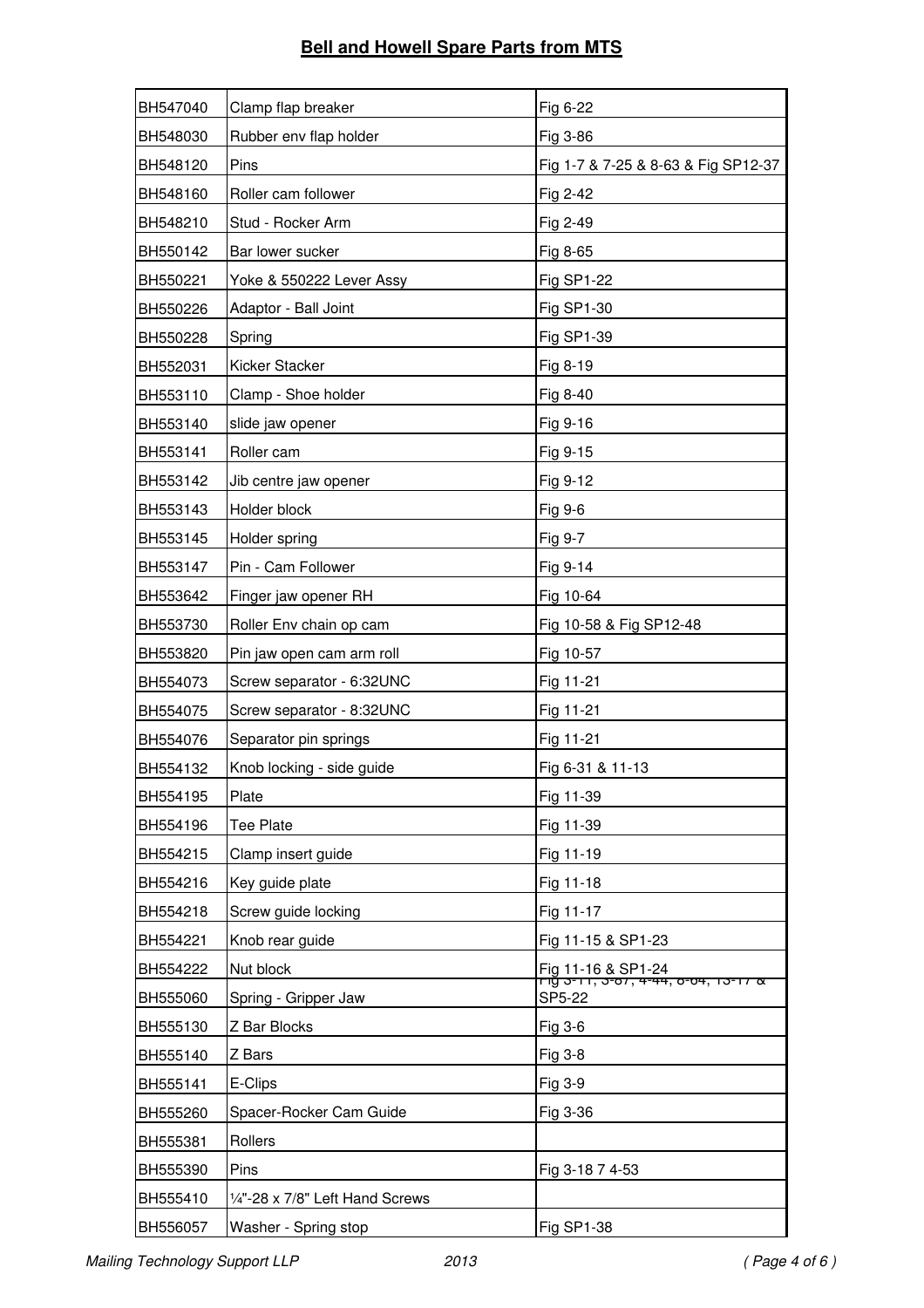## Bell and Howell Spare Parts from MTS

| | | |
|---|---|---|
| BH547040 | Clamp flap breaker | Fig 6-22 |
| BH548030 | Rubber env flap holder | Fig 3-86 |
| BH548120 | Pins | Fig 1-7 & 7-25 & 8-63 & Fig SP12-37 |
| BH548160 | Roller cam follower | Fig 2-42 |
| BH548210 | Stud - Rocker Arm | Fig 2-49 |
| BH550142 | Bar lower sucker | Fig 8-65 |
| BH550221 | Yoke & 550222 Lever Assy | Fig SP1-22 |
| BH550226 | Adaptor - Ball Joint | Fig SP1-30 |
| BH550228 | Spring | Fig SP1-39 |
| BH552031 | Kicker Stacker | Fig 8-19 |
| BH553110 | Clamp - Shoe holder | Fig 8-40 |
| BH553140 | slide jaw opener | Fig 9-16 |
| BH553141 | Roller cam | Fig 9-15 |
| BH553142 | Jib centre jaw opener | Fig 9-12 |
| BH553143 | Holder block | Fig 9-6 |
| BH553145 | Holder spring | Fig 9-7 |
| BH553147 | Pin - Cam Follower | Fig 9-14 |
| BH553642 | Finger jaw opener RH | Fig 10-64 |
| BH553730 | Roller Env chain op cam | Fig 10-58 & Fig SP12-48 |
| BH553820 | Pin jaw open cam arm roll | Fig 10-57 |
| BH554073 | Screw separator - 6:32UNC | Fig 11-21 |
| BH554075 | Screw separator - 8:32UNC | Fig 11-21 |
| BH554076 | Separator pin springs | Fig 11-21 |
| BH554132 | Knob locking - side guide | Fig 6-31 & 11-13 |
| BH554195 | Plate | Fig 11-39 |
| BH554196 | Tee Plate | Fig 11-39 |
| BH554215 | Clamp insert guide | Fig 11-19 |
| BH554216 | Key guide plate | Fig 11-18 |
| BH554218 | Screw guide locking | Fig 11-17 |
| BH554221 | Knob rear guide | Fig 11-15 & SP1-23 |
| BH554222 | Nut block | Fig 11-16 & SP1-24 |
| BH555060 | Spring - Gripper Jaw | Fig 3-11, 3-87, 4-44, 8-64, 13-17 & SP5-22 |
| BH555130 | Z Bar Blocks | Fig 3-6 |
| BH555140 | Z Bars | Fig 3-8 |
| BH555141 | E-Clips | Fig 3-9 |
| BH555260 | Spacer-Rocker Cam Guide | Fig 3-36 |
| BH555381 | Rollers | |
| BH555390 | Pins | Fig 3-18 7 4-53 |
| BH555410 | ¼"-28 x 7/8" Left Hand Screws | |
| BH556057 | Washer - Spring stop | Fig SP1-38 |

Mailing Technology Support LLP 2013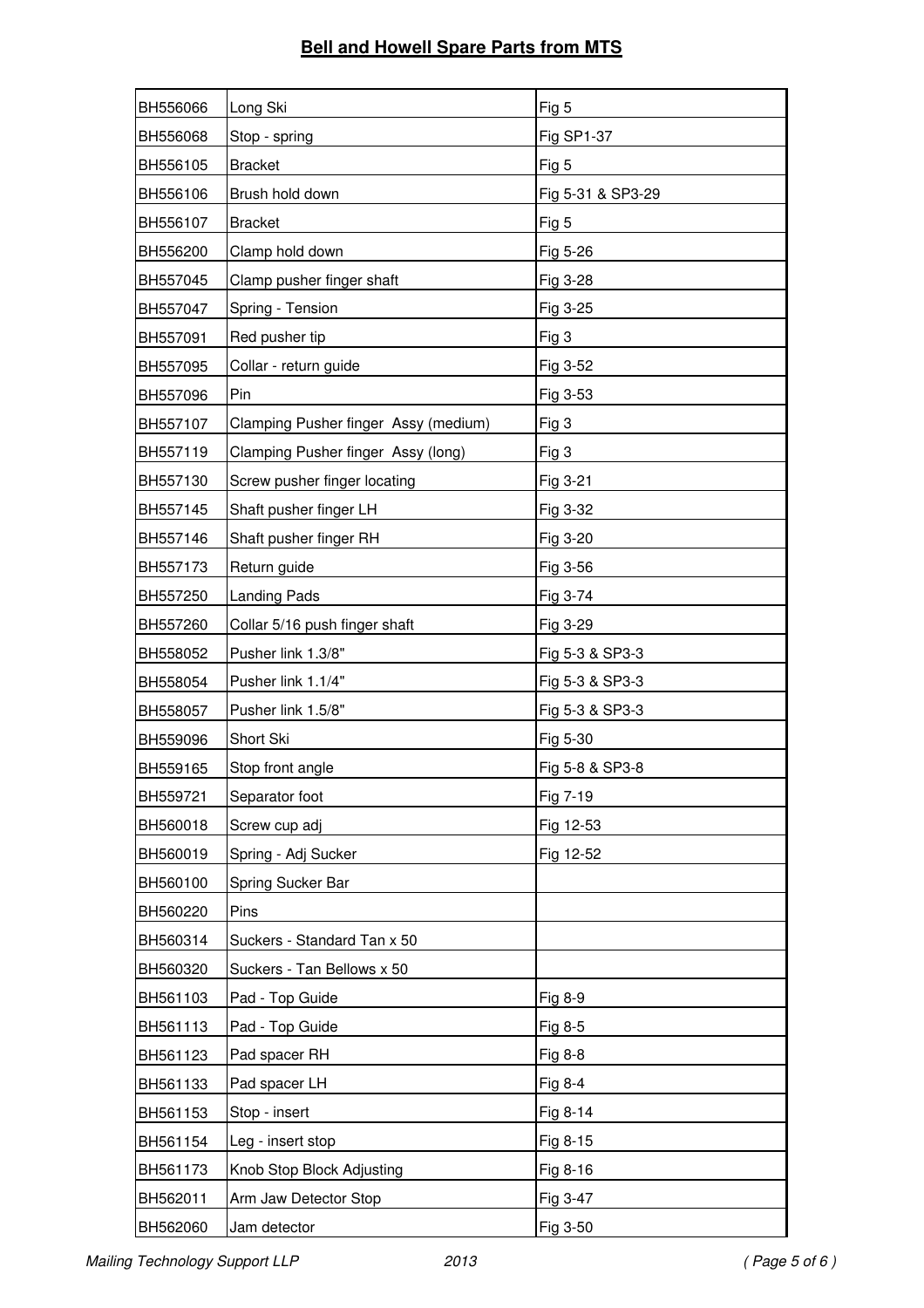## Bell and Howell Spare Parts from MTS

| | | |
|---|---|---|
| BH556066 | Long Ski | Fig 5 |
| BH556068 | Stop - spring | Fig SP1-37 |
| BH556105 | Bracket | Fig 5 |
| BH556106 | Brush hold down | Fig 5-31 & SP3-29 |
| BH556107 | Bracket | Fig 5 |
| BH556200 | Clamp hold down | Fig 5-26 |
| BH557045 | Clamp pusher finger shaft | Fig 3-28 |
| BH557047 | Spring - Tension | Fig 3-25 |
| BH557091 | Red pusher tip | Fig 3 |
| BH557095 | Collar - return guide | Fig 3-52 |
| BH557096 | Pin | Fig 3-53 |
| BH557107 | Clamping Pusher finger Assy (medium) | Fig 3 |
| BH557119 | Clamping Pusher finger Assy (long) | Fig 3 |
| BH557130 | Screw pusher finger locating | Fig 3-21 |
| BH557145 | Shaft pusher finger LH | Fig 3-32 |
| BH557146 | Shaft pusher finger RH | Fig 3-20 |
| BH557173 | Return guide | Fig 3-56 |
| BH557250 | Landing Pads | Fig 3-74 |
| BH557260 | Collar 5/16 push finger shaft | Fig 3-29 |
| BH558052 | Pusher link 1.3/8" | Fig 5-3 & SP3-3 |
| BH558054 | Pusher link 1.1/4" | Fig 5-3 & SP3-3 |
| BH558057 | Pusher link 1.5/8" | Fig 5-3 & SP3-3 |
| BH559096 | Short Ski | Fig 5-30 |
| BH559165 | Stop front angle | Fig 5-8 & SP3-8 |
| BH559721 | Separator foot | Fig 7-19 |
| BH560018 | Screw cup adj | Fig 12-53 |
| BH560019 | Spring - Adj Sucker | Fig 12-52 |
| BH560100 | Spring Sucker Bar | |
| BH560220 | Pins | |
| BH560314 | Suckers - Standard Tan x 50 | |
| BH560320 | Suckers - Tan Bellows x 50 | |
| BH561103 | Pad - Top Guide | Fig 8-9 |
| BH561113 | Pad - Top Guide | Fig 8-5 |
| BH561123 | Pad spacer RH | Fig 8-8 |
| BH561133 | Pad spacer LH | Fig 8-4 |
| BH561153 | Stop - insert | Fig 8-14 |
| BH561154 | Leg - insert stop | Fig 8-15 |
| BH561173 | Knob Stop Block Adjusting | Fig 8-16 |
| BH562011 | Arm Jaw Detector Stop | Fig 3-47 |
| BH562060 | Jam detector | Fig 3-50 |

*Mailing Technology Support LLP* *2013*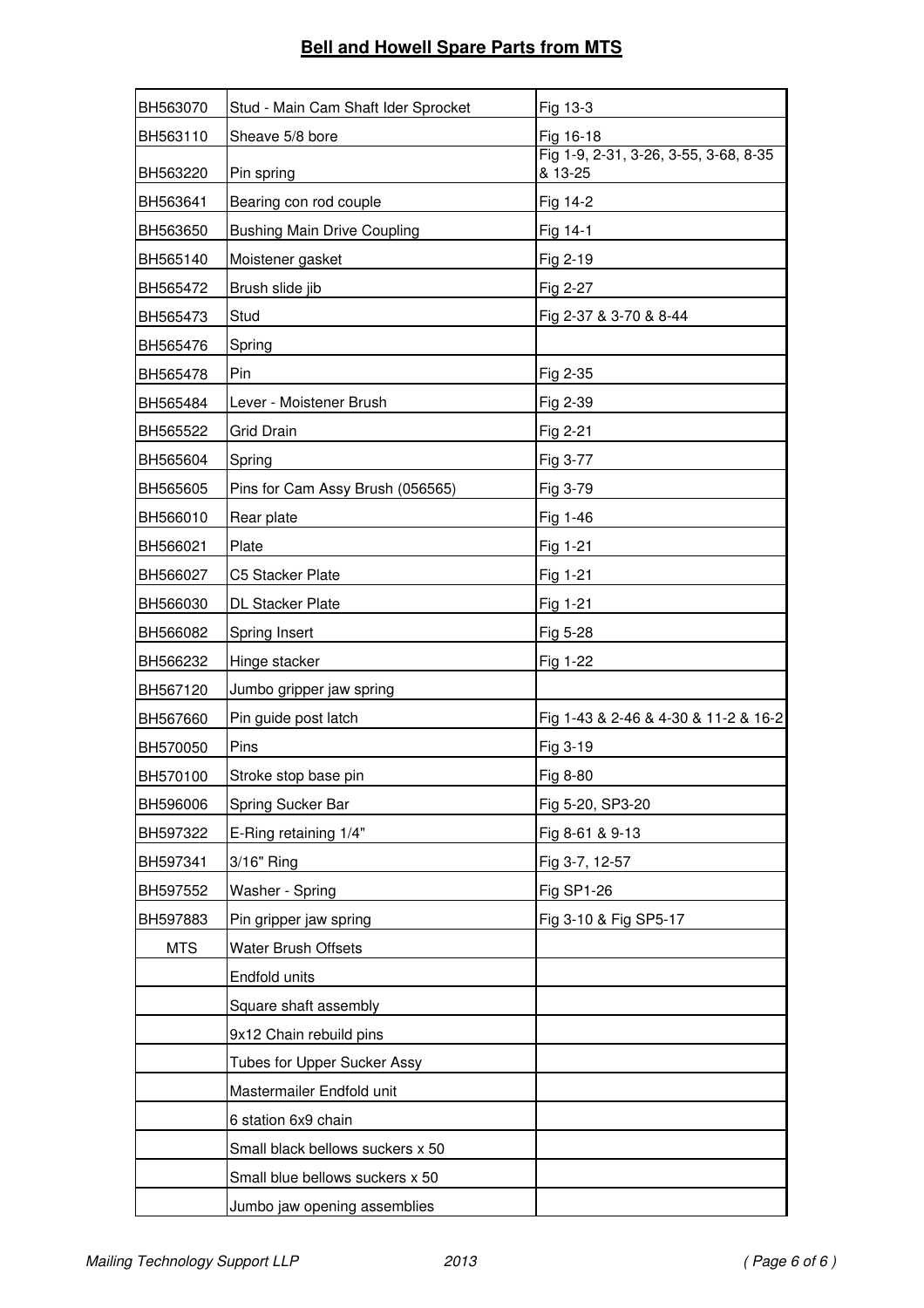## Bell and Howell Spare Parts from MTS

| | | |
|---|---|---|
| BH563070 | Stud - Main Cam Shaft Ider Sprocket | Fig 13-3 |
| BH563110 | Sheave 5/8 bore | Fig 16-18 |
| BH563220 | Pin spring | Fig 1-9, 2-31, 3-26, 3-55, 3-68, 8-35 & 13-25 |
| BH563641 | Bearing con rod couple | Fig 14-2 |
| BH563650 | Bushing Main Drive Coupling | Fig 14-1 |
| BH565140 | Moistener gasket | Fig 2-19 |
| BH565472 | Brush slide jib | Fig 2-27 |
| BH565473 | Stud | Fig 2-37 & 3-70 & 8-44 |
| BH565476 | Spring | |
| BH565478 | Pin | Fig 2-35 |
| BH565484 | Lever - Moistener Brush | Fig 2-39 |
| BH565522 | Grid Drain | Fig 2-21 |
| BH565604 | Spring | Fig 3-77 |
| BH565605 | Pins for Cam Assy Brush (056565) | Fig 3-79 |
| BH566010 | Rear plate | Fig 1-46 |
| BH566021 | Plate | Fig 1-21 |
| BH566027 | C5 Stacker Plate | Fig 1-21 |
| BH566030 | DL Stacker Plate | Fig 1-21 |
| BH566082 | Spring Insert | Fig 5-28 |
| BH566232 | Hinge stacker | Fig 1-22 |
| BH567120 | Jumbo gripper jaw spring | |
| BH567660 | Pin guide post latch | Fig 1-43 & 2-46 & 4-30 & 11-2 & 16-2 |
| BH570050 | Pins | Fig 3-19 |
| BH570100 | Stroke stop base pin | Fig 8-80 |
| BH596006 | Spring Sucker Bar | Fig 5-20, SP3-20 |
| BH597322 | E-Ring retaining 1/4" | Fig 8-61 & 9-13 |
| BH597341 | 3/16" Ring | Fig 3-7, 12-57 |
| BH597552 | Washer - Spring | Fig SP1-26 |
| BH597883 | Pin gripper jaw spring | Fig 3-10 & Fig SP5-17 |
| MTS | Water Brush Offsets | |
| | Endfold units | |
| | Square shaft assembly | |
| | 9x12 Chain rebuild pins | |
| | Tubes for Upper Sucker Assy | |
| | Mastermailer Endfold unit | |
| | 6 station 6x9 chain | |
| | Small black bellows suckers x 50 | |
| | Small blue bellows suckers x 50 | |
| | Jumbo jaw opening assemblies | |

*Mailing Technology Support LLP* *2013*